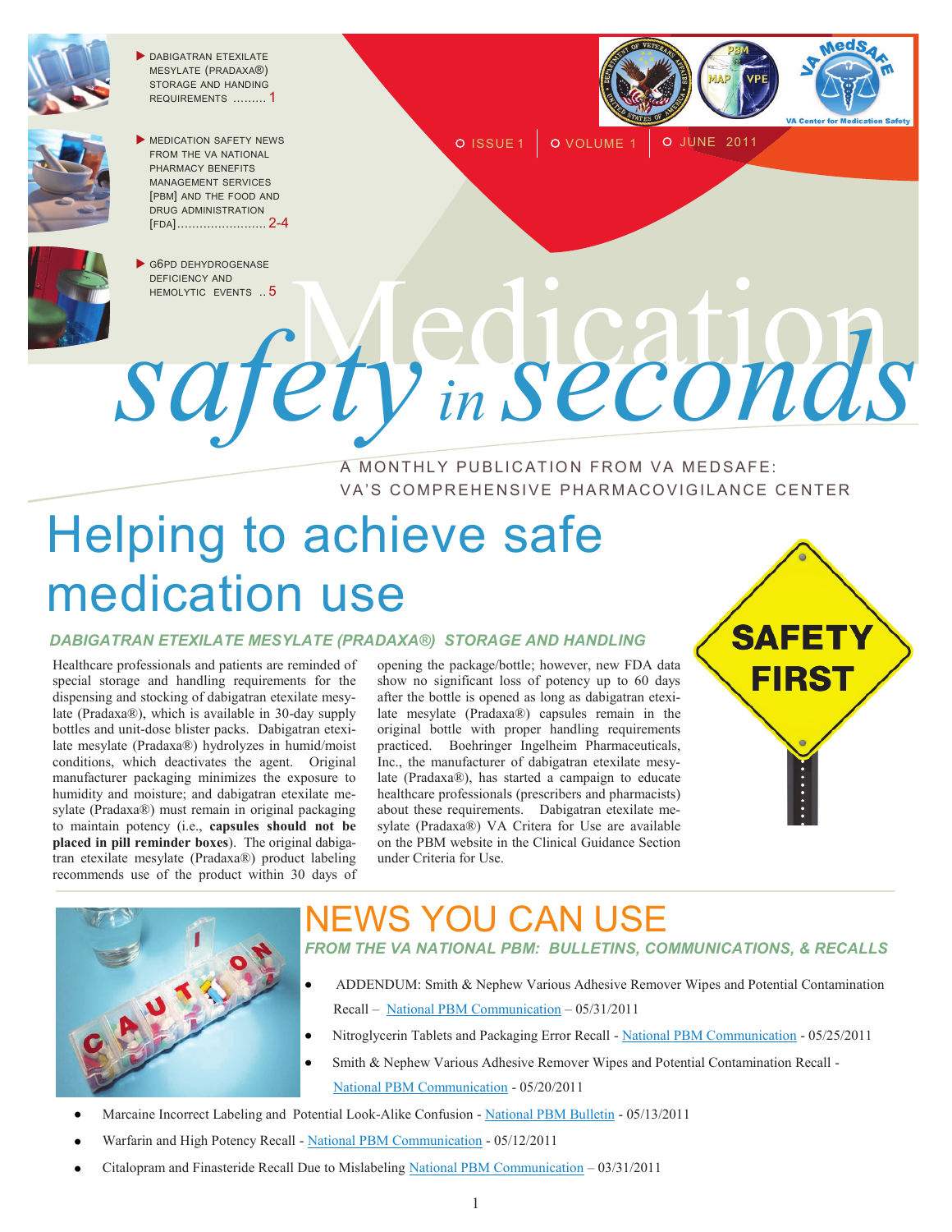- DABIGATRAN ETEXILATE MESYLATE (PRADAXA®) STORAGE AND HANDING REQUIREMENTS ......... 1
- MEDICATION SAFETY NEWS FROM THE VA NATIONAL PHARMACY BENEFITS MANAGEMENT SERVICES [PBM] AND THE FOOD AND DRUG ADMINISTRATION [FDA]........................ 2-4
- G6PD DEHYDROGENASE DEFICIENCY AND HEMOLYTIC EVENTS .. 5

ISSUE 1 | VOLUME 1 | JUNE 2011

# Medication safety in seconds

A MONTHLY PUBLICATION FROM VA MEDSAFE: VA'S COMPREHENSIVE PHARMACOVIGILANCE CENTER

# Helping to achieve safe medication use

### *DABIGATRAN ETEXILATE MESYLATE (PRADAXA®) STORAGE AND HANDLING*

Healthcare professionals and patients are reminded of special storage and handling requirements for the dispensing and stocking of dabigatran etexilate mesylate (Pradaxa®), which is available in 30-day supply bottles and unit-dose blister packs. Dabigatran etexilate mesylate (Pradaxa®) hydrolyzes in humid/moist conditions, which deactivates the agent. Original manufacturer packaging minimizes the exposure to humidity and moisture; and dabigatran etexilate mesylate (Pradaxa®) must remain in original packaging to maintain potency (i.e., **capsules should not be placed in pill reminder boxes**). The original dabigatran etexilate mesylate (Pradaxa®) product labeling recommends use of the product within 30 days of opening the package/bottle; however, new FDA data show no significant loss of potency up to 60 days after the bottle is opened as long as dabigatran etexilate mesylate (Pradaxa®) capsules remain in the original bottle with proper handling requirements practiced. Boehringer Ingelheim Pharmaceuticals, Inc., the manufacturer of dabigatran etexilate mesylate (Pradaxa®), has started a campaign to educate healthcare professionals (prescribers and pharmacists) about these requirements. Dabigatran etexilate mesylate (Pradaxa®) VA Critera for Use are available on the PBM website in the Clinical Guidance Section under Criteria for Use.

# NEWS YOU CAN USE

### *FROM THE VA NATIONAL PBM: BULLETINS, COMMUNICATIONS, & RECALLS*

- ADDENDUM: Smith & Nephew Various Adhesive Remover Wipes and Potential Contamination Recall – National PBM Communication – 05/31/2011
- Nitroglycerin Tablets and Packaging Error Recall - National PBM Communication - 05/25/2011
- Smith & Nephew Various Adhesive Remover Wipes and Potential Contamination Recall - National PBM Communication - 05/20/2011
- Marcaine Incorrect Labeling and Potential Look-Alike Confusion - National PBM Bulletin - 05/13/2011
- Warfarin and High Potency Recall - National PBM Communication - 05/12/2011
- Citalopram and Finasteride Recall Due to Mislabeling National PBM Communication – 03/31/2011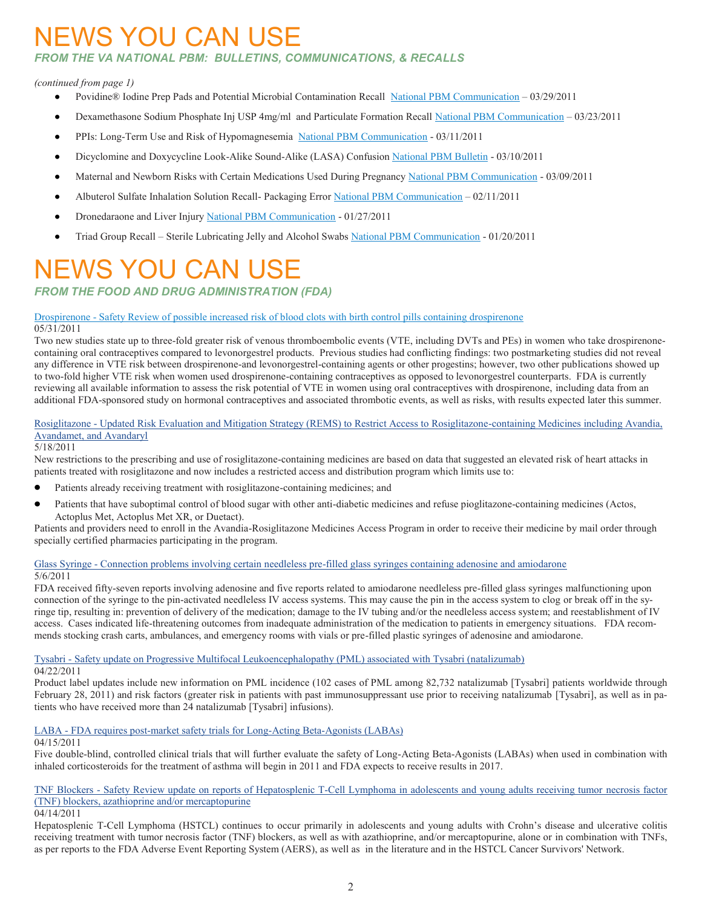# NEWS YOU CAN USE

### *FROM THE VA NATIONAL PBM: BULLETINS, COMMUNICATIONS, & RECALLS*

*(continued from page 1)*

- Povidine® Iodine Prep Pads and Potential Microbial Contamination Recall National PBM Communication – 03/29/2011
- Dexamethasone Sodium Phosphate Inj USP 4mg/ml and Particulate Formation Recall National PBM Communication – 03/23/2011
- PPIs: Long-Term Use and Risk of Hypomagnesemia National PBM Communication - 03/11/2011
- Dicyclomine and Doxycycline Look-Alike Sound-Alike (LASA) Confusion National PBM Bulletin - 03/10/2011
- Maternal and Newborn Risks with Certain Medications Used During Pregnancy National PBM Communication - 03/09/2011
- Albuterol Sulfate Inhalation Solution Recall- Packaging Error National PBM Communication – 02/11/2011
- Dronedaraone and Liver Injury National PBM Communication - 01/27/2011
- Triad Group Recall – Sterile Lubricating Jelly and Alcohol Swabs National PBM Communication - 01/20/2011

# NEWS YOU CAN USE

### *FROM THE FOOD AND DRUG ADMINISTRATION (FDA)*

Drospirenone - Safety Review of possible increased risk of blood clots with birth control pills containing drospirenone
05/31/2011

Two new studies state up to three-fold greater risk of venous thromboembolic events (VTE, including DVTs and PEs) in women who take drospirenone-containing oral contraceptives compared to levonorgestrel products. Previous studies had conflicting findings: two postmarketing studies did not reveal any difference in VTE risk between drospirenone-and levonorgestrel-containing agents or other progestins; however, two other publications showed up to two-fold higher VTE risk when women used drospirenone-containing contraceptives as opposed to levonorgestrel counterparts. FDA is currently reviewing all available information to assess the risk potential of VTE in women using oral contraceptives with drospirenone, including data from an additional FDA-sponsored study on hormonal contraceptives and associated thrombotic events, as well as risks, with results expected later this summer.

Rosiglitazone - Updated Risk Evaluation and Mitigation Strategy (REMS) to Restrict Access to Rosiglitazone-containing Medicines including Avandia, Avandamet, and Avandaryl
5/18/2011

New restrictions to the prescribing and use of rosiglitazone-containing medicines are based on data that suggested an elevated risk of heart attacks in patients treated with rosiglitazone and now includes a restricted access and distribution program which limits use to:

- Patients already receiving treatment with rosiglitazone-containing medicines; and
- Patients that have suboptimal control of blood sugar with other anti-diabetic medicines and refuse pioglitazone-containing medicines (Actos, Actoplus Met, Actoplus Met XR, or Duetact).

Patients and providers need to enroll in the Avandia-Rosiglitazone Medicines Access Program in order to receive their medicine by mail order through specially certified pharmacies participating in the program.

Glass Syringe - Connection problems involving certain needleless pre-filled glass syringes containing adenosine and amiodarone
5/6/2011

FDA received fifty-seven reports involving adenosine and five reports related to amiodarone needleless pre-filled glass syringes malfunctioning upon connection of the syringe to the pin-activated needleless IV access systems. This may cause the pin in the access system to clog or break off in the syringe tip, resulting in: prevention of delivery of the medication; damage to the IV tubing and/or the needleless access system; and reestablishment of IV access. Cases indicated life-threatening outcomes from inadequate administration of the medication to patients in emergency situations. FDA recommends stocking crash carts, ambulances, and emergency rooms with vials or pre-filled plastic syringes of adenosine and amiodarone.

Tysabri - Safety update on Progressive Multifocal Leukoencephalopathy (PML) associated with Tysabri (natalizumab)
04/22/2011

Product label updates include new information on PML incidence (102 cases of PML among 82,732 natalizumab [Tysabri] patients worldwide through February 28, 2011) and risk factors (greater risk in patients with past immunosuppressant use prior to receiving natalizumab [Tysabri], as well as in patients who have received more than 24 natalizumab [Tysabri] infusions).

LABA - FDA requires post-market safety trials for Long-Acting Beta-Agonists (LABAs)
04/15/2011

Five double-blind, controlled clinical trials that will further evaluate the safety of Long-Acting Beta-Agonists (LABAs) when used in combination with inhaled corticosteroids for the treatment of asthma will begin in 2011 and FDA expects to receive results in 2017.

TNF Blockers - Safety Review update on reports of Hepatosplenic T-Cell Lymphoma in adolescents and young adults receiving tumor necrosis factor (TNF) blockers, azathioprine and/or mercaptopurine
04/14/2011

Hepatosplenic T-Cell Lymphoma (HSTCL) continues to occur primarily in adolescents and young adults with Crohn's disease and ulcerative colitis receiving treatment with tumor necrosis factor (TNF) blockers, as well as with azathioprine, and/or mercaptopurine, alone or in combination with TNFs, as per reports to the FDA Adverse Event Reporting System (AERS), as well as in the literature and in the HSTCL Cancer Survivors' Network.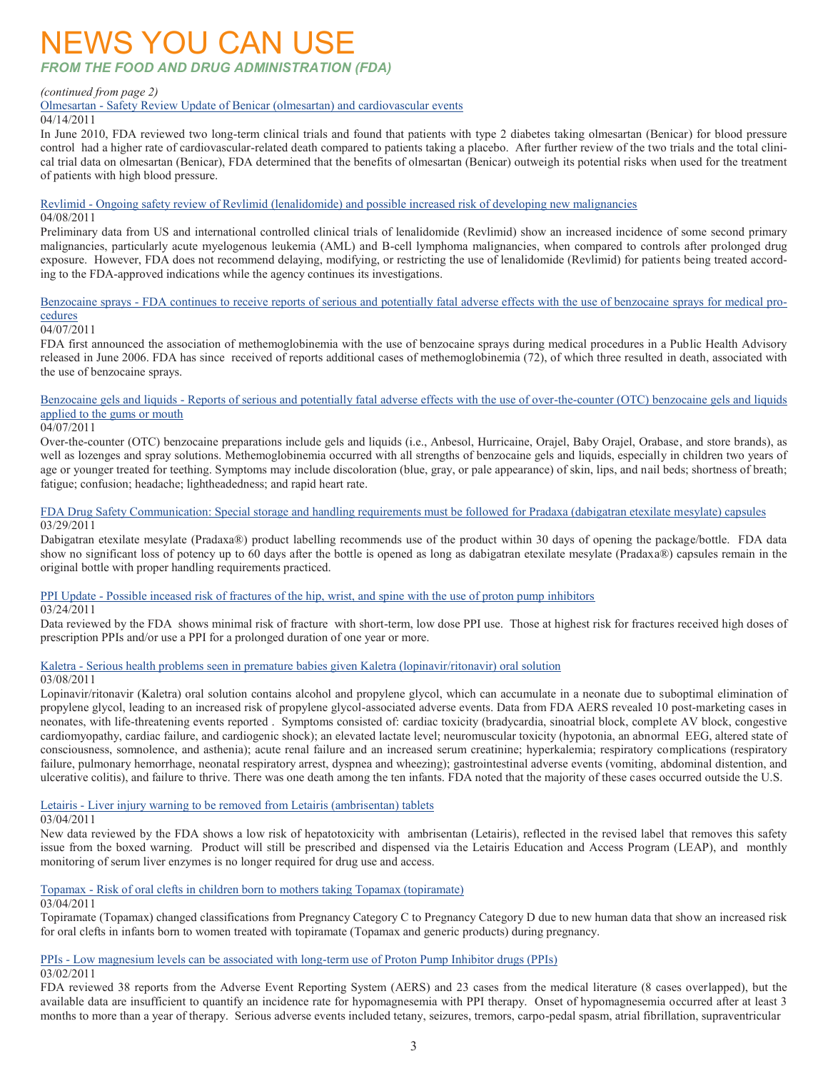# NEWS YOU CAN USE

### *FROM THE FOOD AND DRUG ADMINISTRATION (FDA)*

*(continued from page 2)*

Olmesartan - Safety Review Update of Benicar (olmesartan) and cardiovascular events

04/14/2011

In June 2010, FDA reviewed two long-term clinical trials and found that patients with type 2 diabetes taking olmesartan (Benicar) for blood pressure control had a higher rate of cardiovascular-related death compared to patients taking a placebo. After further review of the two trials and the total clinical trial data on olmesartan (Benicar), FDA determined that the benefits of olmesartan (Benicar) outweigh its potential risks when used for the treatment of patients with high blood pressure.

Revlimid - Ongoing safety review of Revlimid (lenalidomide) and possible increased risk of developing new malignancies

04/08/2011

Preliminary data from US and international controlled clinical trials of lenalidomide (Revlimid) show an increased incidence of some second primary malignancies, particularly acute myelogenous leukemia (AML) and B-cell lymphoma malignancies, when compared to controls after prolonged drug exposure. However, FDA does not recommend delaying, modifying, or restricting the use of lenalidomide (Revlimid) for patients being treated according to the FDA-approved indications while the agency continues its investigations.

Benzocaine sprays - FDA continues to receive reports of serious and potentially fatal adverse effects with the use of benzocaine sprays for medical procedures

04/07/2011

FDA first announced the association of methemoglobinemia with the use of benzocaine sprays during medical procedures in a Public Health Advisory released in June 2006. FDA has since received of reports additional cases of methemoglobinemia (72), of which three resulted in death, associated with the use of benzocaine sprays.

Benzocaine gels and liquids - Reports of serious and potentially fatal adverse effects with the use of over-the-counter (OTC) benzocaine gels and liquids applied to the gums or mouth

04/07/2011

Over-the-counter (OTC) benzocaine preparations include gels and liquids (i.e., Anbesol, Hurricaine, Orajel, Baby Orajel, Orabase, and store brands), as well as lozenges and spray solutions. Methemoglobinemia occurred with all strengths of benzocaine gels and liquids, especially in children two years of age or younger treated for teething. Symptoms may include discoloration (blue, gray, or pale appearance) of skin, lips, and nail beds; shortness of breath; fatigue; confusion; headache; lightheadedness; and rapid heart rate.

FDA Drug Safety Communication: Special storage and handling requirements must be followed for Pradaxa (dabigatran etexilate mesylate) capsules

03/29/2011

Dabigatran etexilate mesylate (Pradaxa®) product labelling recommends use of the product within 30 days of opening the package/bottle. FDA data show no significant loss of potency up to 60 days after the bottle is opened as long as dabigatran etexilate mesylate (Pradaxa®) capsules remain in the original bottle with proper handling requirements practiced.

PPI Update - Possible inceased risk of fractures of the hip, wrist, and spine with the use of proton pump inhibitors

03/24/2011

Data reviewed by the FDA shows minimal risk of fracture with short-term, low dose PPI use. Those at highest risk for fractures received high doses of prescription PPIs and/or use a PPI for a prolonged duration of one year or more.

Kaletra - Serious health problems seen in premature babies given Kaletra (lopinavir/ritonavir) oral solution

03/08/2011

Lopinavir/ritonavir (Kaletra) oral solution contains alcohol and propylene glycol, which can accumulate in a neonate due to suboptimal elimination of propylene glycol, leading to an increased risk of propylene glycol-associated adverse events. Data from FDA AERS revealed 10 post-marketing cases in neonates, with life-threatening events reported . Symptoms consisted of: cardiac toxicity (bradycardia, sinoatrial block, complete AV block, congestive cardiomyopathy, cardiac failure, and cardiogenic shock); an elevated lactate level; neuromuscular toxicity (hypotonia, an abnormal EEG, altered state of consciousness, somnolence, and asthenia); acute renal failure and an increased serum creatinine; hyperkalemia; respiratory complications (respiratory failure, pulmonary hemorrhage, neonatal respiratory arrest, dyspnea and wheezing); gastrointestinal adverse events (vomiting, abdominal distention, and ulcerative colitis), and failure to thrive. There was one death among the ten infants. FDA noted that the majority of these cases occurred outside the U.S.

Letairis - Liver injury warning to be removed from Letairis (ambrisentan) tablets

03/04/2011

New data reviewed by the FDA shows a low risk of hepatotoxicity with ambrisentan (Letairis), reflected in the revised label that removes this safety issue from the boxed warning. Product will still be prescribed and dispensed via the Letairis Education and Access Program (LEAP), and monthly monitoring of serum liver enzymes is no longer required for drug use and access.

Topamax - Risk of oral clefts in children born to mothers taking Topamax (topiramate)

03/04/2011

Topiramate (Topamax) changed classifications from Pregnancy Category C to Pregnancy Category D due to new human data that show an increased risk for oral clefts in infants born to women treated with topiramate (Topamax and generic products) during pregnancy.

PPIs - Low magnesium levels can be associated with long-term use of Proton Pump Inhibitor drugs (PPIs)

03/02/2011

FDA reviewed 38 reports from the Adverse Event Reporting System (AERS) and 23 cases from the medical literature (8 cases overlapped), but the available data are insufficient to quantify an incidence rate for hypomagnesemia with PPI therapy. Onset of hypomagnesemia occurred after at least 3 months to more than a year of therapy. Serious adverse events included tetany, seizures, tremors, carpo-pedal spasm, atrial fibrillation, supraventricular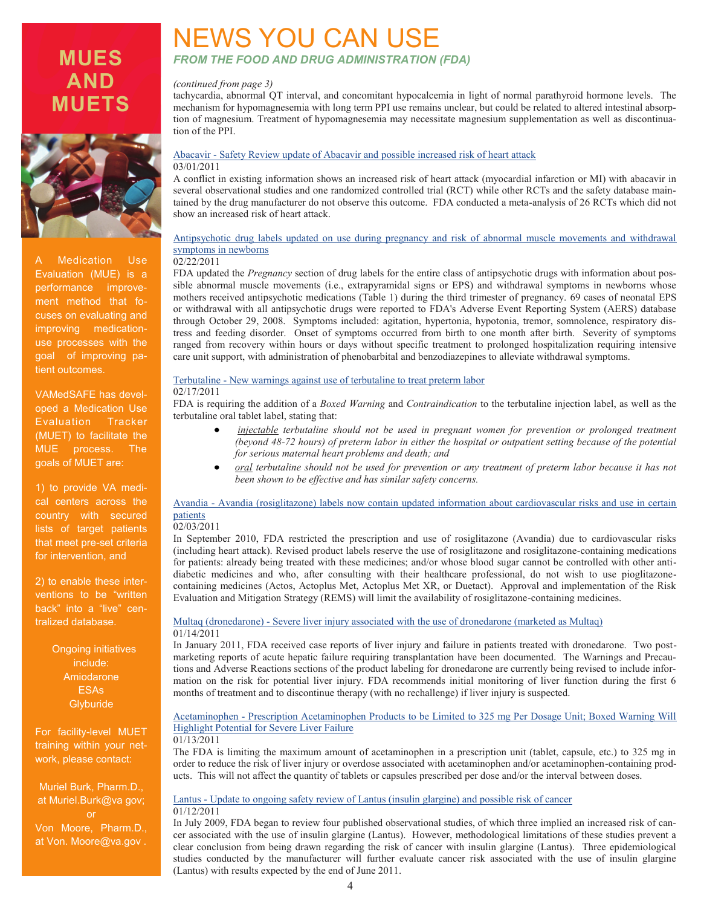# NEWS YOU CAN USE

***FROM THE FOOD AND DRUG ADMINISTRATION (FDA)***

*(continued from page 3)*

tachycardia, abnormal QT interval, and concomitant hypocalcemia in light of normal parathyroid hormone levels. The mechanism for hypomagnesemia with long term PPI use remains unclear, but could be related to altered intestinal absorption of magnesium. Treatment of hypomagnesemia may necessitate magnesium supplementation as well as discontinuation of the PPI.

### Abacavir - Safety Review update of Abacavir and possible increased risk of heart attack

03/01/2011

A conflict in existing information shows an increased risk of heart attack (myocardial infarction or MI) with abacavir in several observational studies and one randomized controlled trial (RCT) while other RCTs and the safety database maintained by the drug manufacturer do not observe this outcome. FDA conducted a meta-analysis of 26 RCTs which did not show an increased risk of heart attack.

### Antipsychotic drug labels updated on use during pregnancy and risk of abnormal muscle movements and withdrawal symptoms in newborns

02/22/2011

FDA updated the *Pregnancy* section of drug labels for the entire class of antipsychotic drugs with information about possible abnormal muscle movements (i.e., extrapyramidal signs or EPS) and withdrawal symptoms in newborns whose mothers received antipsychotic medications (Table 1) during the third trimester of pregnancy. 69 cases of neonatal EPS or withdrawal with all antipsychotic drugs were reported to FDA's Adverse Event Reporting System (AERS) database through October 29, 2008. Symptoms included: agitation, hypertonia, hypotonia, tremor, somnolence, respiratory distress and feeding disorder. Onset of symptoms occurred from birth to one month after birth. Severity of symptoms ranged from recovery within hours or days without specific treatment to prolonged hospitalization requiring intensive care unit support, with administration of phenobarbital and benzodiazepines to alleviate withdrawal symptoms.

### Terbutaline - New warnings against use of terbutaline to treat preterm labor

02/17/2011

FDA is requiring the addition of a *Boxed Warning* and *Contraindication* to the terbutaline injection label, as well as the terbutaline oral tablet label, stating that:

- *injectable terbutaline should not be used in pregnant women for prevention or prolonged treatment (beyond 48-72 hours) of preterm labor in either the hospital or outpatient setting because of the potential for serious maternal heart problems and death; and*
- *oral terbutaline should not be used for prevention or any treatment of preterm labor because it has not been shown to be effective and has similar safety concerns.*

### Avandia - Avandia (rosiglitazone) labels now contain updated information about cardiovascular risks and use in certain patients

02/03/2011

In September 2010, FDA restricted the prescription and use of rosiglitazone (Avandia) due to cardiovascular risks (including heart attack). Revised product labels reserve the use of rosiglitazone and rosiglitazone-containing medications for patients: already being treated with these medicines; and/or whose blood sugar cannot be controlled with other antidiabetic medicines and who, after consulting with their healthcare professional, do not wish to use pioglitazone-containing medicines (Actos, Actoplus Met, Actoplus Met XR, or Duetact). Approval and implementation of the Risk Evaluation and Mitigation Strategy (REMS) will limit the availability of rosiglitazone-containing medicines.

### Multaq (dronedarone) - Severe liver injury associated with the use of dronedarone (marketed as Multaq)

01/14/2011

In January 2011, FDA received case reports of liver injury and failure in patients treated with dronedarone. Two post-marketing reports of acute hepatic failure requiring transplantation have been documented. The Warnings and Precautions and Adverse Reactions sections of the product labeling for dronedarone are currently being revised to include information on the risk for potential liver injury. FDA recommends initial monitoring of liver function during the first 6 months of treatment and to discontinue therapy (with no rechallenge) if liver injury is suspected.

### Acetaminophen - Prescription Acetaminophen Products to be Limited to 325 mg Per Dosage Unit; Boxed Warning Will Highlight Potential for Severe Liver Failure

01/13/2011

The FDA is limiting the maximum amount of acetaminophen in a prescription unit (tablet, capsule, etc.) to 325 mg in order to reduce the risk of liver injury or overdose associated with acetaminophen and/or acetaminophen-containing products. This will not affect the quantity of tablets or capsules prescribed per dose and/or the interval between doses.

### Lantus - Update to ongoing safety review of Lantus (insulin glargine) and possible risk of cancer

01/12/2011

In July 2009, FDA began to review four published observational studies, of which three implied an increased risk of cancer associated with the use of insulin glargine (Lantus). However, methodological limitations of these studies prevent a clear conclusion from being drawn regarding the risk of cancer with insulin glargine (Lantus). Three epidemiological studies conducted by the manufacturer will further evaluate cancer risk associated with the use of insulin glargine (Lantus) with results expected by the end of June 2011.

## MUES AND MUETS

A Medication Use Evaluation (MUE) is a performance improvement method that focuses on evaluating and improving medication-use processes with the goal of improving patient outcomes.

VAMedSAFE has developed a Medication Use Evaluation Tracker (MUET) to facilitate the MUE process. The goals of MUET are:

1) to provide VA medical centers across the country with secured lists of target patients that meet pre-set criteria for intervention, and

2) to enable these interventions to be "written back" into a "live" centralized database.

Ongoing initiatives include:
Amiodarone
ESAs
Glyburide

For facility-level MUET training within your network, please contact:

Muriel Burk, Pharm.D., at Muriel.Burk@va gov;
or
Von Moore, Pharm.D., at Von. Moore@va.gov .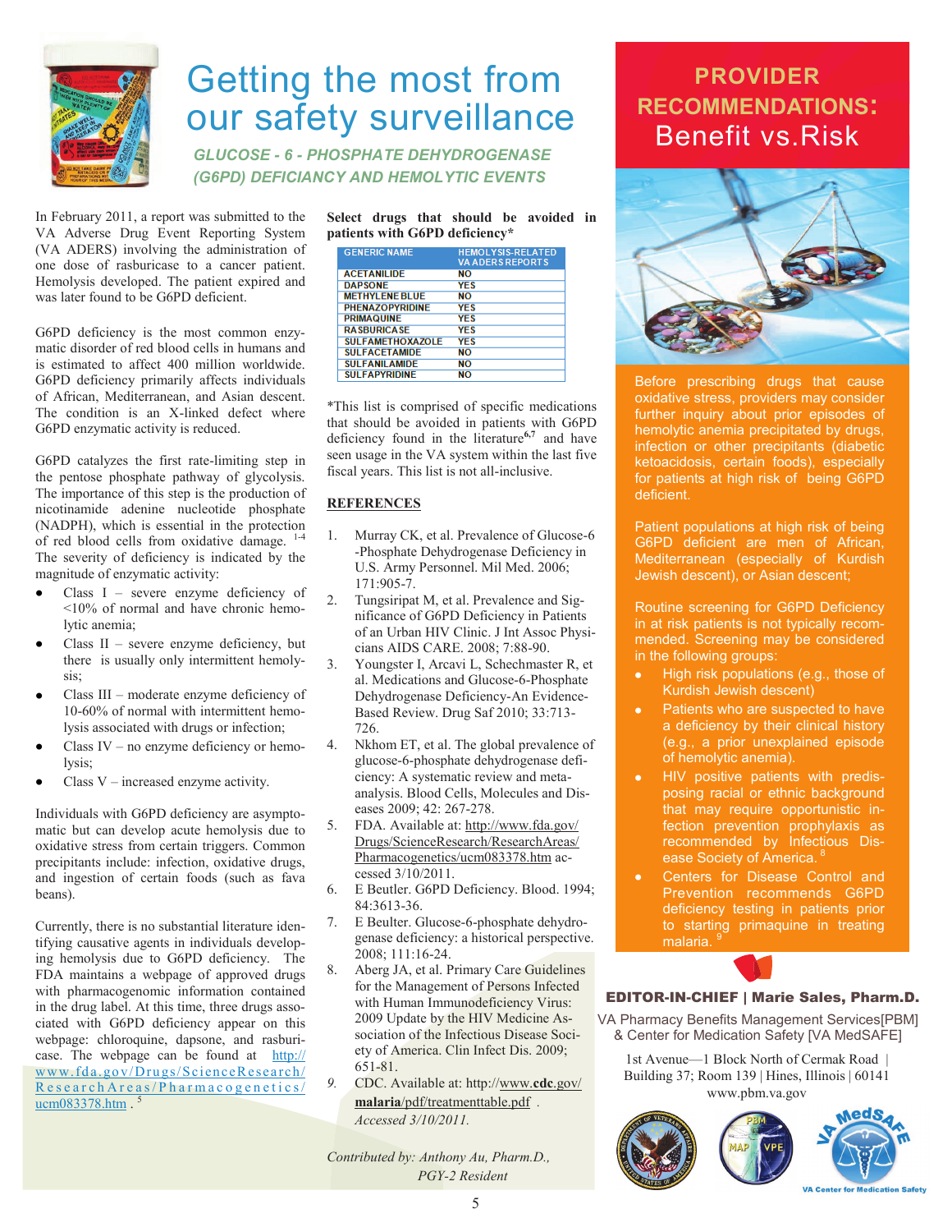# Getting the most from our safety surveillance

*GLUCOSE - 6 - PHOSPHATE DEHYDROGENASE (G6PD) DEFICIANCY AND HEMOLYTIC EVENTS*

In February 2011, a report was submitted to the VA Adverse Drug Event Reporting System (VA ADERS) involving the administration of one dose of rasburicase to a cancer patient. Hemolysis developed. The patient expired and was later found to be G6PD deficient.

G6PD deficiency is the most common enzymatic disorder of red blood cells in humans and is estimated to affect 400 million worldwide. G6PD deficiency primarily affects individuals of African, Mediterranean, and Asian descent. The condition is an X-linked defect where G6PD enzymatic activity is reduced.

G6PD catalyzes the first rate-limiting step in the pentose phosphate pathway of glycolysis. The importance of this step is the production of nicotinamide adenine nucleotide phosphate (NADPH), which is essential in the protection of red blood cells from oxidative damage. [1-4] The severity of deficiency is indicated by the magnitude of enzymatic activity:

- Class I – severe enzyme deficiency of <10% of normal and have chronic hemolytic anemia;
- Class II – severe enzyme deficiency, but there is usually only intermittent hemolysis;
- Class III – moderate enzyme deficiency of 10-60% of normal with intermittent hemolysis associated with drugs or infection;
- Class IV – no enzyme deficiency or hemolysis;
- Class V – increased enzyme activity.

Individuals with G6PD deficiency are asymptomatic but can develop acute hemolysis due to oxidative stress from certain triggers. Common precipitants include: infection, oxidative drugs, and ingestion of certain foods (such as fava beans).

Currently, there is no substantial literature identifying causative agents in individuals developing hemolysis due to G6PD deficiency. The FDA maintains a webpage of approved drugs with pharmacogenomic information contained in the drug label. At this time, three drugs associated with G6PD deficiency appear on this webpage: chloroquine, dapsone, and rasburicase. The webpage can be found at http://www.fda.gov/Drugs/ScienceResearch/ResearchAreas/Pharmacogenetics/ucm083378.htm. [5]

**Select drugs that should be avoided in patients with G6PD deficiency***

| GENERIC NAME | HEMOLYSIS-RELATED VA ADERS REPORTS |
|---|---|
| ACETANILIDE | NO |
| DAPSONE | YES |
| METHYLENE BLUE | NO |
| PHENAZOPYRIDINE | YES |
| PRIMAQUINE | YES |
| RASBURICASE | YES |
| SULFAMETHOXAZOLE | YES |
| SULFACETAMIDE | NO |
| SULFANILAMIDE | NO |
| SULFAPYRIDINE | NO |

*This list is comprised of specific medications that should be avoided in patients with G6PD deficiency found in the literature[6,7] and have seen usage in the VA system within the last five fiscal years. This list is not all-inclusive.

**REFERENCES**

1. Murray CK, et al. Prevalence of Glucose-6-Phosphate Dehydrogenase Deficiency in U.S. Army Personnel. Mil Med. 2006; 171:905-7.
2. Tungsiripat M, et al. Prevalence and Significance of G6PD Deficiency in Patients of an Urban HIV Clinic. J Int Assoc Physicians AIDS CARE. 2008; 7:88-90.
3. Youngster I, Arcavi L, Schechmaster R, et al. Medications and Glucose-6-Phosphate Dehydrogenase Deficiency-An Evidence-Based Review. Drug Saf 2010; 33:713-726.
4. Nkhom ET, et al. The global prevalence of glucose-6-phosphate dehydrogenase deficiency: A systematic review and meta-analysis. Blood Cells, Molecules and Diseases 2009; 42: 267-278.
5. FDA. Available at: http://www.fda.gov/Drugs/ScienceResearch/ResearchAreas/Pharmacogenetics/ucm083378.htm accessed 3/10/2011.
6. E Beutler. G6PD Deficiency. Blood. 1994; 84:3613-36.
7. E Beutler. Glucose-6-phosphate dehydrogenase deficiency: a historical perspective. 2008; 111:16-24.
8. Aberg JA, et al. Primary Care Guidelines for the Management of Persons Infected with Human Immunodeficiency Virus: 2009 Update by the HIV Medicine Association of the Infectious Disease Society of America. Clin Infect Dis. 2009; 651-81.
9. *CDC. Available at: http://www.cdc.gov/malaria/pdf/treatmenttable.pdf. Accessed 3/10/2011.*

*Contributed by: Anthony Au, Pharm.D., PGY-2 Resident*

## PROVIDER RECOMMENDATIONS: Benefit vs.Risk

Before prescribing drugs that cause oxidative stress, providers may consider further inquiry about prior episodes of hemolytic anemia precipitated by drugs, infection or other precipitants (diabetic ketoacidosis, certain foods), especially for patients at high risk of being G6PD deficient.

Patient populations at high risk of being G6PD deficient are men of African, Mediterranean (especially of Kurdish Jewish descent), or Asian descent;

Routine screening for G6PD Deficiency in at risk patients is not typically recommended. Screening may be considered in the following groups:

- High risk populations (e.g., those of Kurdish Jewish descent)
- Patients who are suspected to have a deficiency by their clinical history (e.g., a prior unexplained episode of hemolytic anemia).
- HIV positive patients with predisposing racial or ethnic background that may require opportunistic infection prevention prophylaxis as recommended by Infectious Disease Society of America. [8]
- Centers for Disease Control and Prevention recommends G6PD deficiency testing in patients prior to starting primaquine in treating malaria. [9]

**EDITOR-IN-CHIEF | Marie Sales, Pharm.D.**

VA Pharmacy Benefits Management Services[PBM] & Center for Medication Safety [VA MedSAFE]

1st Avenue—1 Block North of Cermak Road | Building 37; Room 139 | Hines, Illinois | 60141
www.pbm.va.gov